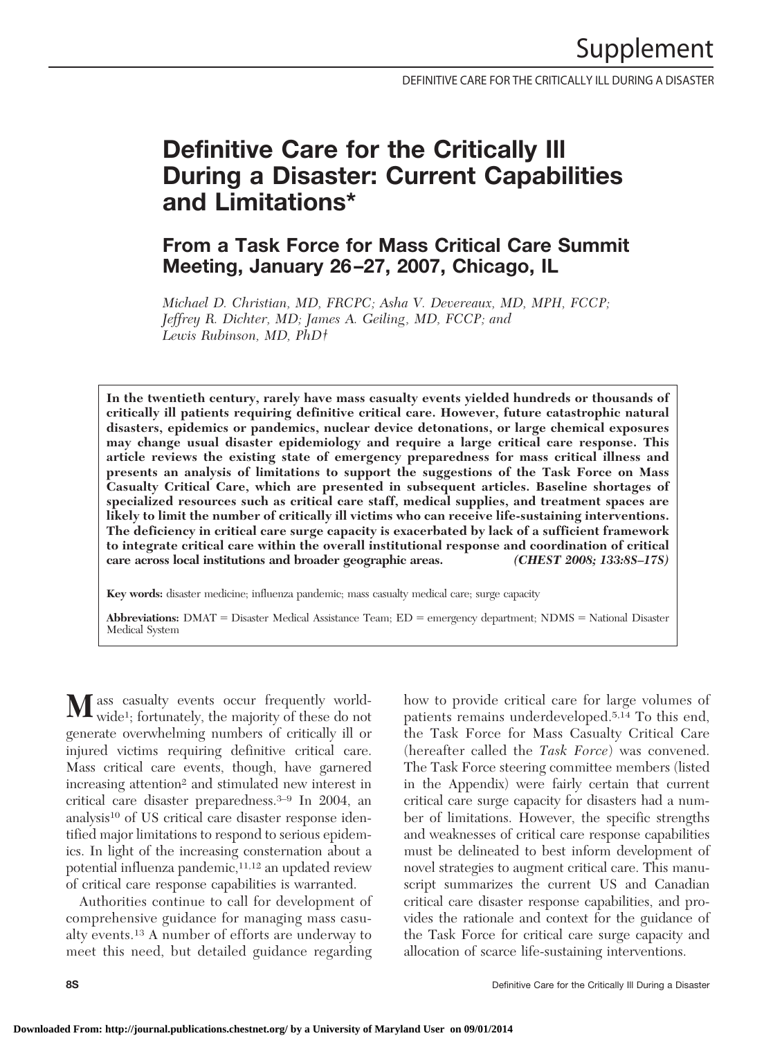# Definitive Care for the Critically Ill During a Disaster: Current Capabilities and Limitations*

## From a Task Force for Mass Critical Care Summit Meeting, January 26–27, 2007, Chicago, IL

*Michael D. Christian, MD, FRCPC; Asha V. Devereaux, MD, MPH, FCCP; Jeffrey R. Dichter, MD; James A. Geiling, MD, FCCP; and Lewis Rubinson, MD, PhD†*

**In the twentieth century, rarely have mass casualty events yielded hundreds or thousands of critically ill patients requiring definitive critical care. However, future catastrophic natural disasters, epidemics or pandemics, nuclear device detonations, or large chemical exposures may change usual disaster epidemiology and require a large critical care response. This article reviews the existing state of emergency preparedness for mass critical illness and presents an analysis of limitations to support the suggestions of the Task Force on Mass Casualty Critical Care, which are presented in subsequent articles. Baseline shortages of specialized resources such as critical care staff, medical supplies, and treatment spaces are likely to limit the number of critically ill victims who can receive life-sustaining interventions. The deficiency in critical care surge capacity is exacerbated by lack of a sufficient framework to integrate critical care within the overall institutional response and coordination of critical care across local institutions and broader geographic areas.** ***(CHEST 2008; 133:8S–17S)***

**Key words:** disaster medicine; influenza pandemic; mass casualty medical care; surge capacity

**Abbreviations:** DMAT = Disaster Medical Assistance Team; ED = emergency department; NDMS = National Disaster Medical System

Mass casualty events occur frequently worldwide[1]; fortunately, the majority of these do not generate overwhelming numbers of critically ill or injured victims requiring definitive critical care. Mass critical care events, though, have garnered increasing attention[2] and stimulated new interest in critical care disaster preparedness.[3–9] In 2004, an analysis[10] of US critical care disaster response identified major limitations to respond to serious epidemics. In light of the increasing consternation about a potential influenza pandemic,[11,12] an updated review of critical care response capabilities is warranted.

Authorities continue to call for development of comprehensive guidance for managing mass casualty events.[13] A number of efforts are underway to meet this need, but detailed guidance regarding how to provide critical care for large volumes of patients remains underdeveloped.[5,14] To this end, the Task Force for Mass Casualty Critical Care (hereafter called the *Task Force*) was convened. The Task Force steering committee members (listed in the Appendix) were fairly certain that current critical care surge capacity for disasters had a number of limitations. However, the specific strengths and weaknesses of critical care response capabilities must be delineated to best inform development of novel strategies to augment critical care. This manuscript summarizes the current US and Canadian critical care disaster response capabilities, and provides the rationale and context for the guidance of the Task Force for critical care surge capacity and allocation of scarce life-sustaining interventions.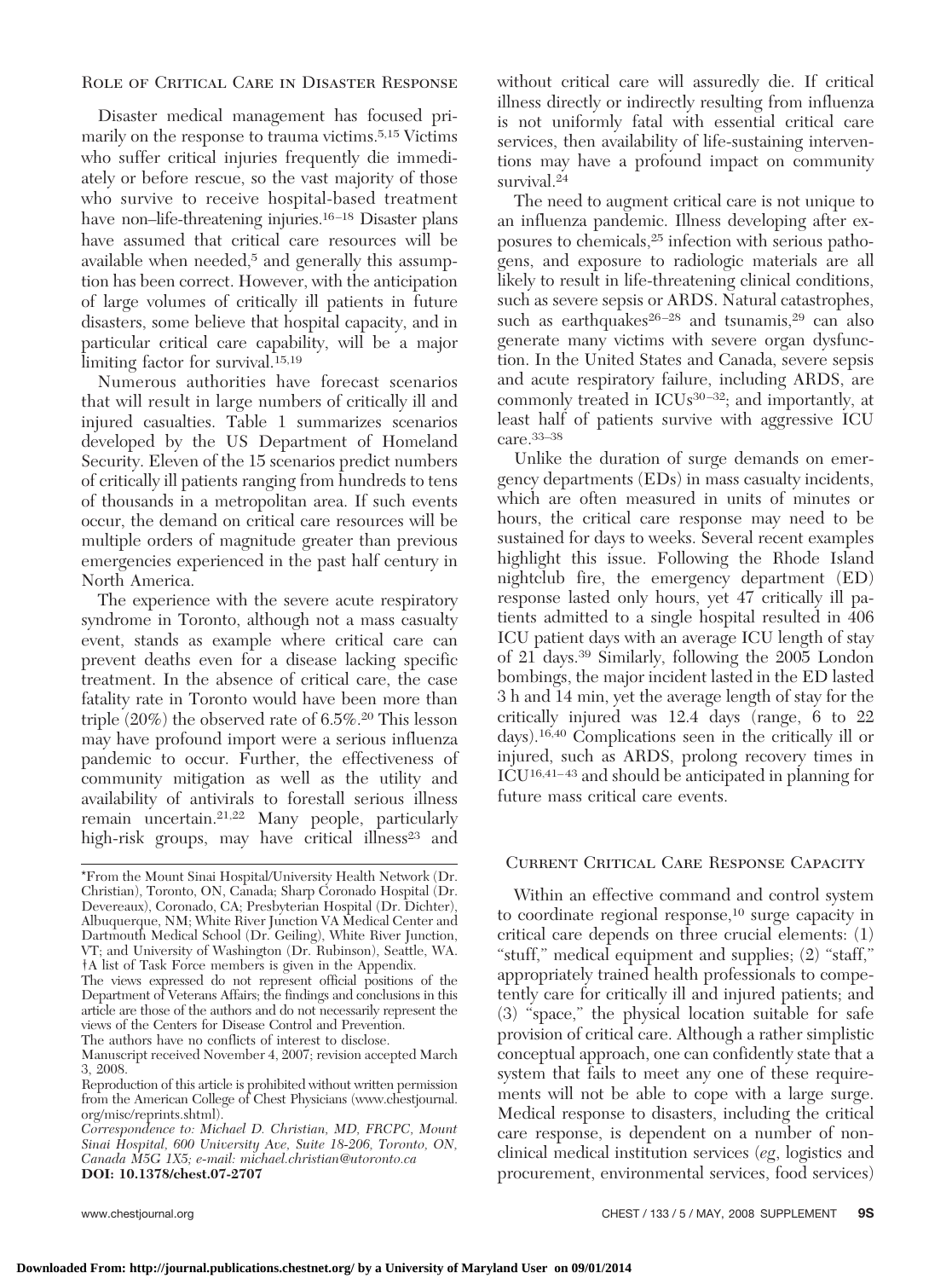## Role of Critical Care in Disaster Response

Disaster medical management has focused primarily on the response to trauma victims.[5,15] Victims who suffer critical injuries frequently die immediately or before rescue, so the vast majority of those who survive to receive hospital-based treatment have non–life-threatening injuries.[16–18] Disaster plans have assumed that critical care resources will be available when needed,[5] and generally this assumption has been correct. However, with the anticipation of large volumes of critically ill patients in future disasters, some believe that hospital capacity, and in particular critical care capability, will be a major limiting factor for survival.[15,19]

Numerous authorities have forecast scenarios that will result in large numbers of critically ill and injured casualties. Table 1 summarizes scenarios developed by the US Department of Homeland Security. Eleven of the 15 scenarios predict numbers of critically ill patients ranging from hundreds to tens of thousands in a metropolitan area. If such events occur, the demand on critical care resources will be multiple orders of magnitude greater than previous emergencies experienced in the past half century in North America.

The experience with the severe acute respiratory syndrome in Toronto, although not a mass casualty event, stands as example where critical care can prevent deaths even for a disease lacking specific treatment. In the absence of critical care, the case fatality rate in Toronto would have been more than triple (20%) the observed rate of 6.5%.[20] This lesson may have profound import were a serious influenza pandemic to occur. Further, the effectiveness of community mitigation as well as the utility and availability of antivirals to forestall serious illness remain uncertain.[21,22] Many people, particularly high-risk groups, may have critical illness[23] and without critical care will assuredly die. If critical illness directly or indirectly resulting from influenza is not uniformly fatal with essential critical care services, then availability of life-sustaining interventions may have a profound impact on community survival.[24]

The need to augment critical care is not unique to an influenza pandemic. Illness developing after exposures to chemicals,[25] infection with serious pathogens, and exposure to radiologic materials are all likely to result in life-threatening clinical conditions, such as severe sepsis or ARDS. Natural catastrophes, such as earthquakes[26–28] and tsunamis,[29] can also generate many victims with severe organ dysfunction. In the United States and Canada, severe sepsis and acute respiratory failure, including ARDS, are commonly treated in ICUs[30–32]; and importantly, at least half of patients survive with aggressive ICU care.[33–38]

Unlike the duration of surge demands on emergency departments (EDs) in mass casualty incidents, which are often measured in units of minutes or hours, the critical care response may need to be sustained for days to weeks. Several recent examples highlight this issue. Following the Rhode Island nightclub fire, the emergency department (ED) response lasted only hours, yet 47 critically ill patients admitted to a single hospital resulted in 406 ICU patient days with an average ICU length of stay of 21 days.[39] Similarly, following the 2005 London bombings, the major incident lasted in the ED lasted 3 h and 14 min, yet the average length of stay for the critically injured was 12.4 days (range, 6 to 22 days).[16,40] Complications seen in the critically ill or injured, such as ARDS, prolong recovery times in ICU[16,41–43] and should be anticipated in planning for future mass critical care events.

## Current Critical Care Response Capacity

Within an effective command and control system to coordinate regional response,[10] surge capacity in critical care depends on three crucial elements: (1) "stuff," medical equipment and supplies; (2) "staff," appropriately trained health professionals to competently care for critically ill and injured patients; and (3) "space," the physical location suitable for safe provision of critical care. Although a rather simplistic conceptual approach, one can confidently state that a system that fails to meet any one of these requirements will not be able to cope with a large surge. Medical response to disasters, including the critical care response, is dependent on a number of nonclinical medical institution services (*eg*, logistics and procurement, environmental services, food services)

---

*From the Mount Sinai Hospital/University Health Network (Dr. Christian), Toronto, ON, Canada; Sharp Coronado Hospital (Dr. Devereaux), Coronado, CA; Presbyterian Hospital (Dr. Dichter), Albuquerque, NM; White River Junction VA Medical Center and Dartmouth Medical School (Dr. Geiling), White River Junction, VT; and University of Washington (Dr. Rubinson), Seattle, WA.
†A list of Task Force members is given in the Appendix.
The views expressed do not represent official positions of the Department of Veterans Affairs; the findings and conclusions in this article are those of the authors and do not necessarily represent the views of the Centers for Disease Control and Prevention.
The authors have no conflicts of interest to disclose.
Manuscript received November 4, 2007; revision accepted March 3, 2008.
Reproduction of this article is prohibited without written permission from the American College of Chest Physicians (www.chestjournal.org/misc/reprints.shtml).
*Correspondence to: Michael D. Christian, MD, FRCPC, Mount Sinai Hospital, 600 University Ave, Suite 18-206, Toronto, ON, Canada M5G 1X5; e-mail: michael.christian@utoronto.ca*
**DOI: 10.1378/chest.07-2707**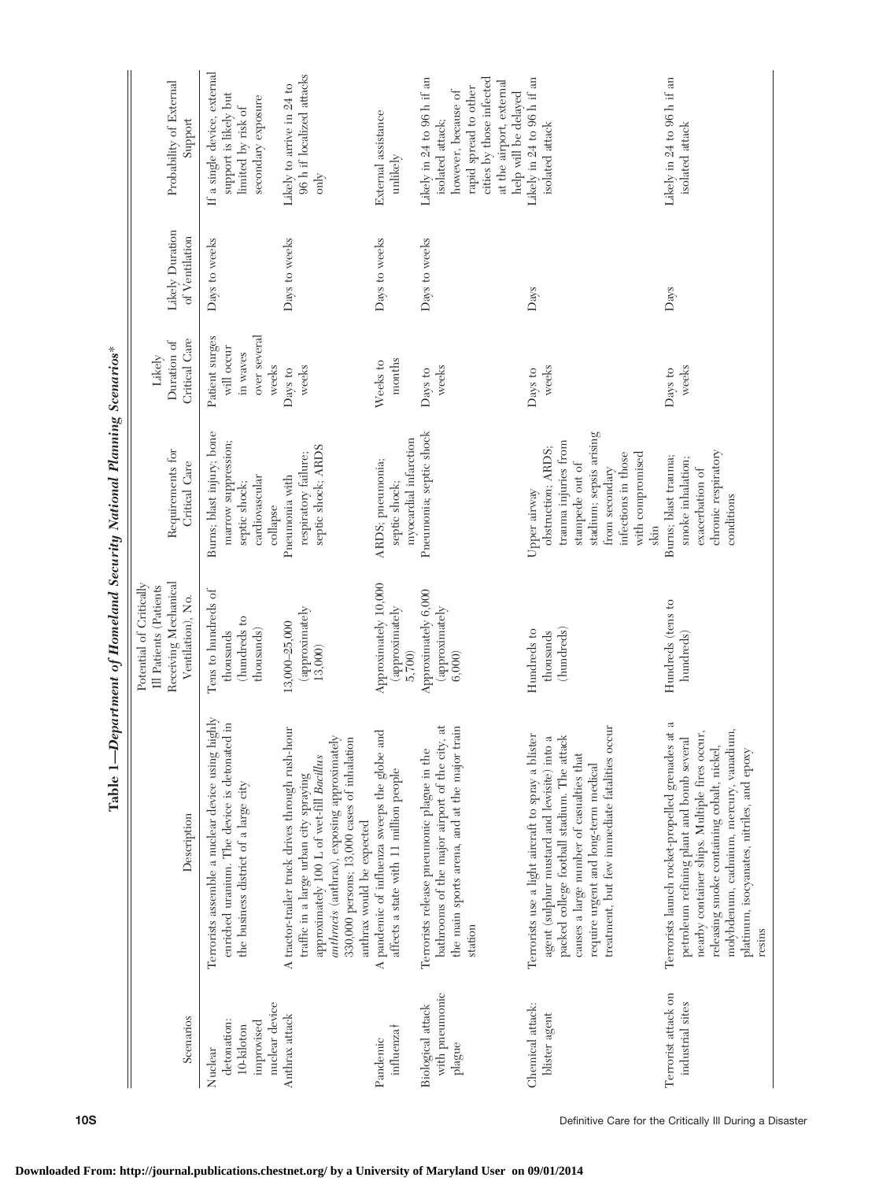**Table 1—Department of Homeland Security National Planning Scenarios***

| Scenarios | Description | Potential of Critically Ill Patients (Patients Receiving Mechanical Ventilation), No. | Requirements for Critical Care | Likely Duration of Critical Care | Likely Duration of Ventilation | Probability of External Support |
|---|---|---|---|---|---|---|
| Nuclear detonation: 10-kiloton improvised nuclear device | Terrorists assemble a nuclear device using highly enriched uranium. The device is detonated in the business district of a large city | Tens to hundreds of thousands (hundreds to thousands) | Burns; blast injury; bone marrow suppression; septic shock; cardiovascular collapse | Patient surges will occur in waves over several weeks | Days to weeks | If a single device, external support is likely but limited by risk of secondary exposure |
| Anthrax attack | A tractor-trailer truck drives through rush-hour traffic in a large urban city spraying approximately 100 L of wet-fill *Bacillus anthracis* (anthrax), exposing approximately 330,000 persons; 13,000 cases of inhalation anthrax would be expected | 13,000–25,000 (approximately 13,000) | Pneumonia with respiratory failure; septic shock; ARDS | Days to weeks | Days to weeks | Likely to arrive in 24 to 96 h if localized attacks only |
| Pandemic influenza† | A pandemic of influenza sweeps the globe and affects a state with 11 million people | Approximately 10,000 (approximately 5,700) | ARDS; pneumonia; septic shock; myocardial infarction | Weeks to months | Days to weeks | External assistance unlikely |
| Biological attack with pneumonic plague | Terrorists release pneumonic plague in the bathrooms of the major airport of the city, at the main sports arena, and at the major train station | Approximately 6,000 (approximately 6,000) | Pneumonia; septic shock | Days to weeks | Days to weeks | Likely in 24 to 96 h if an isolated attack; however, because of rapid spread to other cities by those infected at the airport, external help will be delayed |
| Chemical attack: blister agent | Terrorists use a light aircraft to spray a blister agent (sulphur mustard and lewisite) into a packed college football stadium. The attack causes a large number of casualties that require urgent and long-term medical treatment, but few immediate fatalities occur | Hundreds to thousands (hundreds) | Upper airway obstruction; ARDS; trauma injuries from stampede out of stadium; sepsis arising from secondary infections in those with compromised skin | Days to weeks | Days | Likely in 24 to 96 h if an isolated attack |
| Terrorist attack on industrial sites | Terrorists launch rocket-propelled grenades at a petroleum refining plant and bomb several nearby container ships. Multiple fires occur, releasing smoke containing cobalt, nickel, molybdenum, cadmium, mercury, vanadium, platinum, isocyanates, nitriles, and epoxy resins | Hundreds (tens to hundreds) | Burns; blast trauma; smoke inhalation; exacerbation of chronic respiratory conditions | Days to weeks | Days | Likely in 24 to 96 h if an isolated attack |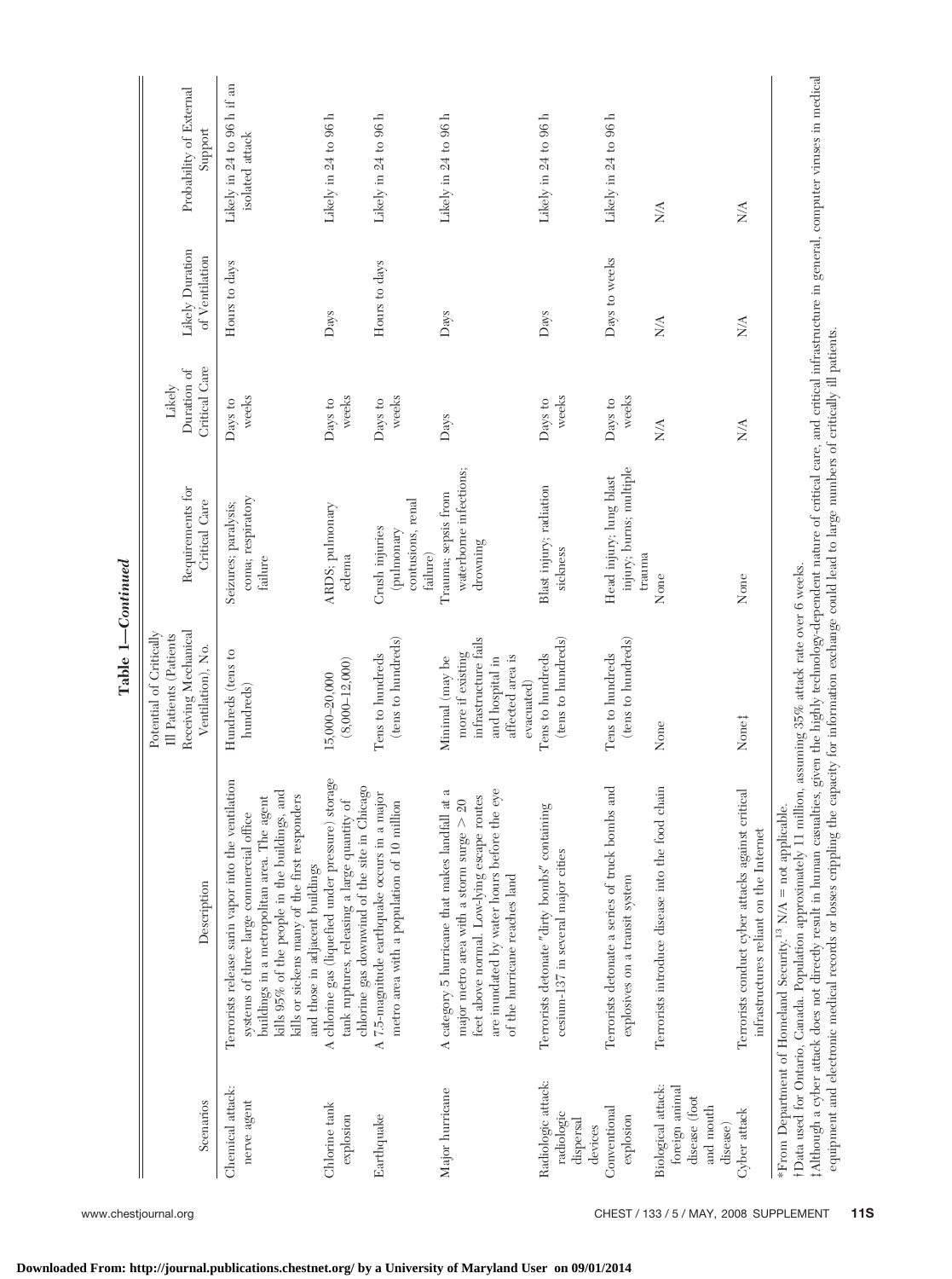**Table 1—Continued**

| Scenarios | Description | Potential of Critically Ill Patients (Patients Receiving Mechanical Ventilation), No. | Requirements for Critical Care | Likely Duration of Critical Care | Likely Duration of Ventilation | Probability of External Support |
|---|---|---|---|---|---|---|
| Chemical attack: nerve agent | Terrorists release sarin vapor into the ventilation systems of three large commercial office buildings in a metropolitan area. The agent kills 95% of the people in the buildings, and kills or sickens many of the first responders and those in adjacent buildings | Hundreds (tens to hundreds) | Seizures; paralysis; coma; respiratory failure | Days to weeks | Hours to days | Likely in 24 to 96 h if an isolated attack |
| Chlorine tank explosion | A chlorine gas (liquefied under pressure) storage tank ruptures, releasing a large quantity of chlorine gas downwind of the site in Chicago | 15,000–20,000 (8,000–12,000) | ARDS; pulmonary edema | Days to weeks | Days | Likely in 24 to 96 h |
| Earthquake | A 7.5-magnitude earthquake occurs in a major metro area with a population of 10 million | Tens to hundreds (tens to hundreds) | Crush injuries (pulmonary contusions, renal failure) | Days to weeks | Hours to days | Likely in 24 to 96 h |
| Major hurricane | A category 5 hurricane that makes landfall at a major metro area with a storm surge > 20 feet above normal. Low-lying escape routes are inundated by water hours before the eye of the hurricane reaches land | Minimal (may be more if existing infrastructure fails and hospital in affected area is evacuated) | Trauma; sepsis from waterborne infections; drowning | Days | Days | Likely in 24 to 96 h |
| Radiologic attack: radiologic dispersal devices | Terrorists detonate "dirty bombs" containing cesium-137 in several major cities | Tens to hundreds (tens to hundreds) | Blast injury; radiation sickness | Days to weeks | Days | Likely in 24 to 96 h |
| Conventional explosion | Terrorists detonate a series of truck bombs and explosives on a transit system | Tens to hundreds (tens to hundreds) | Head injury; lung blast injury; burns; multiple trauma | Days to weeks | Days to weeks | Likely in 24 to 96 h |
| Biological attack: foreign animal disease (foot and mouth disease) | Terrorists introduce disease into the food chain | None | None | N/A | N/A | N/A |
| Cyber attack | Terrorists conduct cyber attacks against critical infrastructures reliant on the Internet | None‡ | None | N/A | N/A | N/A |

*From Department of Homeland Security.[13] N/A = not applicable.

†Data used for Ontario, Canada. Population approximately 11 million, assuming 35% attack rate over 6 weeks.

‡Although a cyber attack does not directly result in human casualties, given the highly technology-dependent nature of critical care, and critical infrastructure in general, computer viruses in medical equipment and electronic medical records or losses crippling the capacity for information exchange could lead to large numbers of critically ill patients.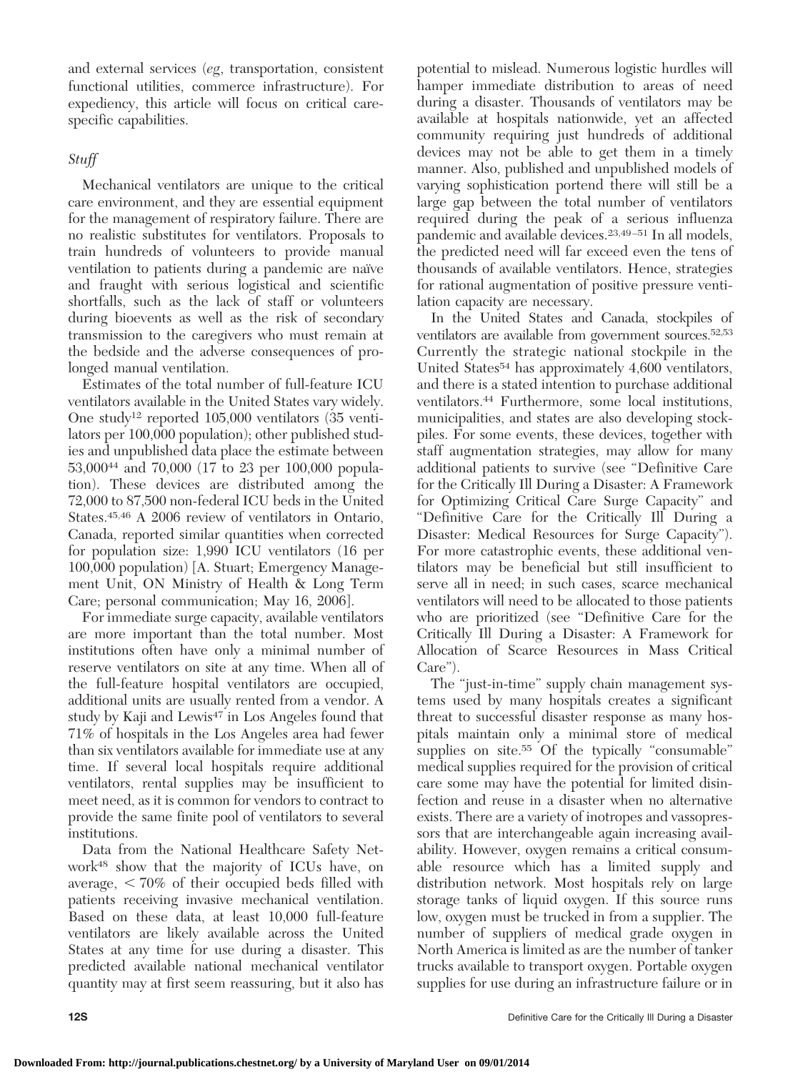and external services (*eg*, transportation, consistent functional utilities, commerce infrastructure). For expediency, this article will focus on critical care-specific capabilities.

### *Stuff*

Mechanical ventilators are unique to the critical care environment, and they are essential equipment for the management of respiratory failure. There are no realistic substitutes for ventilators. Proposals to train hundreds of volunteers to provide manual ventilation to patients during a pandemic are naïve and fraught with serious logistical and scientific shortfalls, such as the lack of staff or volunteers during bioevents as well as the risk of secondary transmission to the caregivers who must remain at the bedside and the adverse consequences of prolonged manual ventilation.

Estimates of the total number of full-feature ICU ventilators available in the United States vary widely. One study[12] reported 105,000 ventilators (35 ventilators per 100,000 population); other published studies and unpublished data place the estimate between 53,000[44] and 70,000 (17 to 23 per 100,000 population). These devices are distributed among the 72,000 to 87,500 non-federal ICU beds in the United States.[45,46] A 2006 review of ventilators in Ontario, Canada, reported similar quantities when corrected for population size: 1,990 ICU ventilators (16 per 100,000 population) [A. Stuart; Emergency Management Unit, ON Ministry of Health & Long Term Care; personal communication; May 16, 2006].

For immediate surge capacity, available ventilators are more important than the total number. Most institutions often have only a minimal number of reserve ventilators on site at any time. When all of the full-feature hospital ventilators are occupied, additional units are usually rented from a vendor. A study by Kaji and Lewis[47] in Los Angeles found that 71% of hospitals in the Los Angeles area had fewer than six ventilators available for immediate use at any time. If several local hospitals require additional ventilators, rental supplies may be insufficient to meet need, as it is common for vendors to contract to provide the same finite pool of ventilators to several institutions.

Data from the National Healthcare Safety Network[48] show that the majority of ICUs have, on average, < 70% of their occupied beds filled with patients receiving invasive mechanical ventilation. Based on these data, at least 10,000 full-feature ventilators are likely available across the United States at any time for use during a disaster. This predicted available national mechanical ventilator quantity may at first seem reassuring, but it also has potential to mislead. Numerous logistic hurdles will hamper immediate distribution to areas of need during a disaster. Thousands of ventilators may be available at hospitals nationwide, yet an affected community requiring just hundreds of additional devices may not be able to get them in a timely manner. Also, published and unpublished models of varying sophistication portend there will still be a large gap between the total number of ventilators required during the peak of a serious influenza pandemic and available devices.[23,49–51] In all models, the predicted need will far exceed even the tens of thousands of available ventilators. Hence, strategies for rational augmentation of positive pressure ventilation capacity are necessary.

In the United States and Canada, stockpiles of ventilators are available from government sources.[52,53] Currently the strategic national stockpile in the United States[54] has approximately 4,600 ventilators, and there is a stated intention to purchase additional ventilators.[44] Furthermore, some local institutions, municipalities, and states are also developing stockpiles. For some events, these devices, together with staff augmentation strategies, may allow for many additional patients to survive (see "Definitive Care for the Critically Ill During a Disaster: A Framework for Optimizing Critical Care Surge Capacity" and "Definitive Care for the Critically Ill During a Disaster: Medical Resources for Surge Capacity"). For more catastrophic events, these additional ventilators may be beneficial but still insufficient to serve all in need; in such cases, scarce mechanical ventilators will need to be allocated to those patients who are prioritized (see "Definitive Care for the Critically Ill During a Disaster: A Framework for Allocation of Scarce Resources in Mass Critical Care").

The "just-in-time" supply chain management systems used by many hospitals creates a significant threat to successful disaster response as many hospitals maintain only a minimal store of medical supplies on site.[55] Of the typically "consumable" medical supplies required for the provision of critical care some may have the potential for limited disinfection and reuse in a disaster when no alternative exists. There are a variety of inotropes and vassopressors that are interchangeable again increasing availability. However, oxygen remains a critical consumable resource which has a limited supply and distribution network. Most hospitals rely on large storage tanks of liquid oxygen. If this source runs low, oxygen must be trucked in from a supplier. The number of suppliers of medical grade oxygen in North America is limited as are the number of tanker trucks available to transport oxygen. Portable oxygen supplies for use during an infrastructure failure or in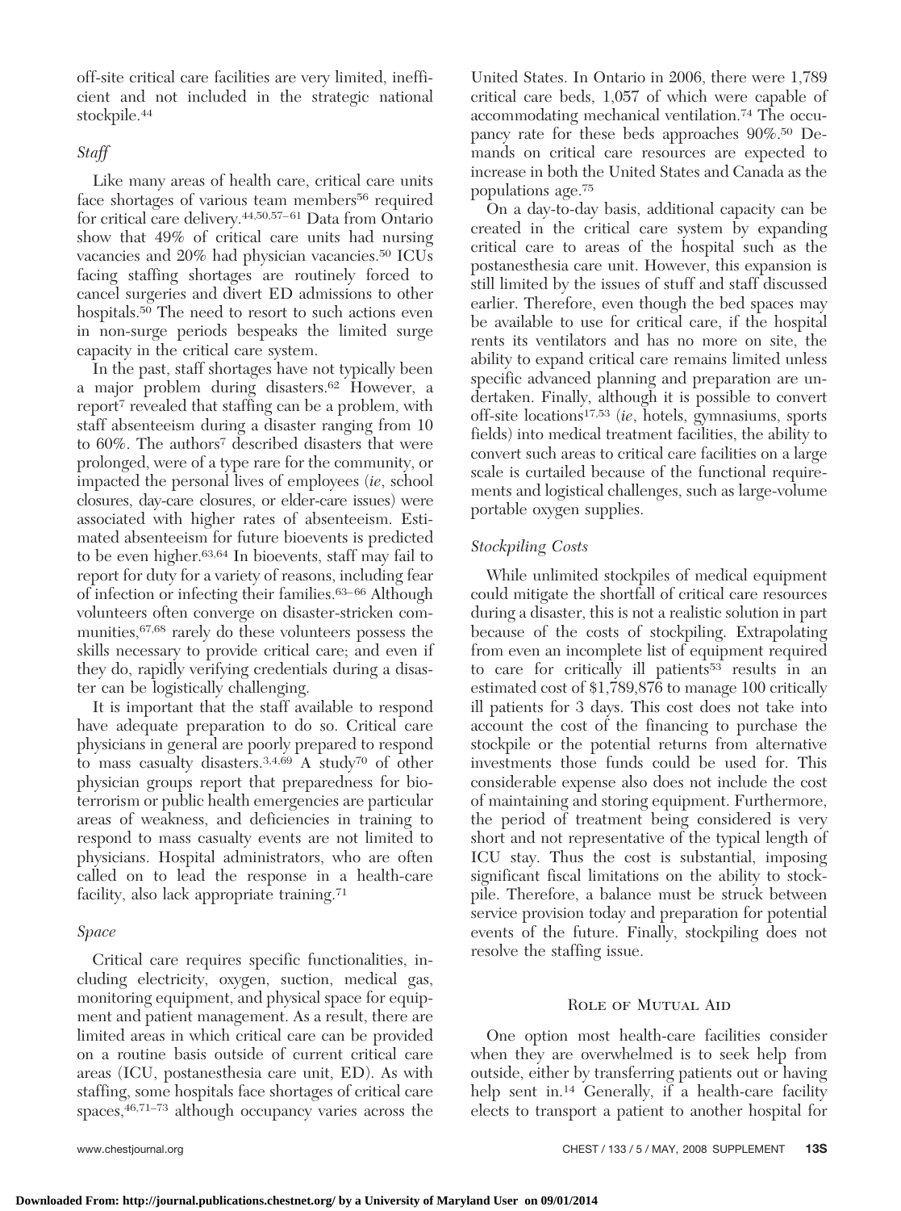off-site critical care facilities are very limited, inefficient and not included in the strategic national stockpile.[44]

### *Staff*

Like many areas of health care, critical care units face shortages of various team members[56] required for critical care delivery.[44,50,57–61] Data from Ontario show that 49% of critical care units had nursing vacancies and 20% had physician vacancies.[50] ICUs facing staffing shortages are routinely forced to cancel surgeries and divert ED admissions to other hospitals.[50] The need to resort to such actions even in non-surge periods bespeaks the limited surge capacity in the critical care system.

In the past, staff shortages have not typically been a major problem during disasters.[62] However, a report[7] revealed that staffing can be a problem, with staff absenteeism during a disaster ranging from 10 to 60%. The authors[7] described disasters that were prolonged, were of a type rare for the community, or impacted the personal lives of employees (*ie*, school closures, day-care closures, or elder-care issues) were associated with higher rates of absenteeism. Estimated absenteeism for future bioevents is predicted to be even higher.[63,64] In bioevents, staff may fail to report for duty for a variety of reasons, including fear of infection or infecting their families.[63–66] Although volunteers often converge on disaster-stricken communities,[67,68] rarely do these volunteers possess the skills necessary to provide critical care; and even if they do, rapidly verifying credentials during a disaster can be logistically challenging.

It is important that the staff available to respond have adequate preparation to do so. Critical care physicians in general are poorly prepared to respond to mass casualty disasters.[3,4,69] A study[70] of other physician groups report that preparedness for bioterrorism or public health emergencies are particular areas of weakness, and deficiencies in training to respond to mass casualty events are not limited to physicians. Hospital administrators, who are often called on to lead the response in a health-care facility, also lack appropriate training.[71]

### *Space*

Critical care requires specific functionalities, including electricity, oxygen, suction, medical gas, monitoring equipment, and physical space for equipment and patient management. As a result, there are limited areas in which critical care can be provided on a routine basis outside of current critical care areas (ICU, postanesthesia care unit, ED). As with staffing, some hospitals face shortages of critical care spaces,[46,71–73] although occupancy varies across the United States. In Ontario in 2006, there were 1,789 critical care beds, 1,057 of which were capable of accommodating mechanical ventilation.[74] The occupancy rate for these beds approaches 90%.[50] Demands on critical care resources are expected to increase in both the United States and Canada as the populations age.[75]

On a day-to-day basis, additional capacity can be created in the critical care system by expanding critical care to areas of the hospital such as the postanesthesia care unit. However, this expansion is still limited by the issues of stuff and staff discussed earlier. Therefore, even though the bed spaces may be available to use for critical care, if the hospital rents its ventilators and has no more on site, the ability to expand critical care remains limited unless specific advanced planning and preparation are undertaken. Finally, although it is possible to convert off-site locations[17,53] (*ie*, hotels, gymnasiums, sports fields) into medical treatment facilities, the ability to convert such areas to critical care facilities on a large scale is curtailed because of the functional requirements and logistical challenges, such as large-volume portable oxygen supplies.

### *Stockpiling Costs*

While unlimited stockpiles of medical equipment could mitigate the shortfall of critical care resources during a disaster, this is not a realistic solution in part because of the costs of stockpiling. Extrapolating from even an incomplete list of equipment required to care for critically ill patients[53] results in an estimated cost of $1,789,876 to manage 100 critically ill patients for 3 days. This cost does not take into account the cost of the financing to purchase the stockpile or the potential returns from alternative investments those funds could be used for. This considerable expense also does not include the cost of maintaining and storing equipment. Furthermore, the period of treatment being considered is very short and not representative of the typical length of ICU stay. Thus the cost is substantial, imposing significant fiscal limitations on the ability to stockpile. Therefore, a balance must be struck between service provision today and preparation for potential events of the future. Finally, stockpiling does not resolve the staffing issue.

## Role of Mutual Aid

One option most health-care facilities consider when they are overwhelmed is to seek help from outside, either by transferring patients out or having help sent in.[14] Generally, if a health-care facility elects to transport a patient to another hospital for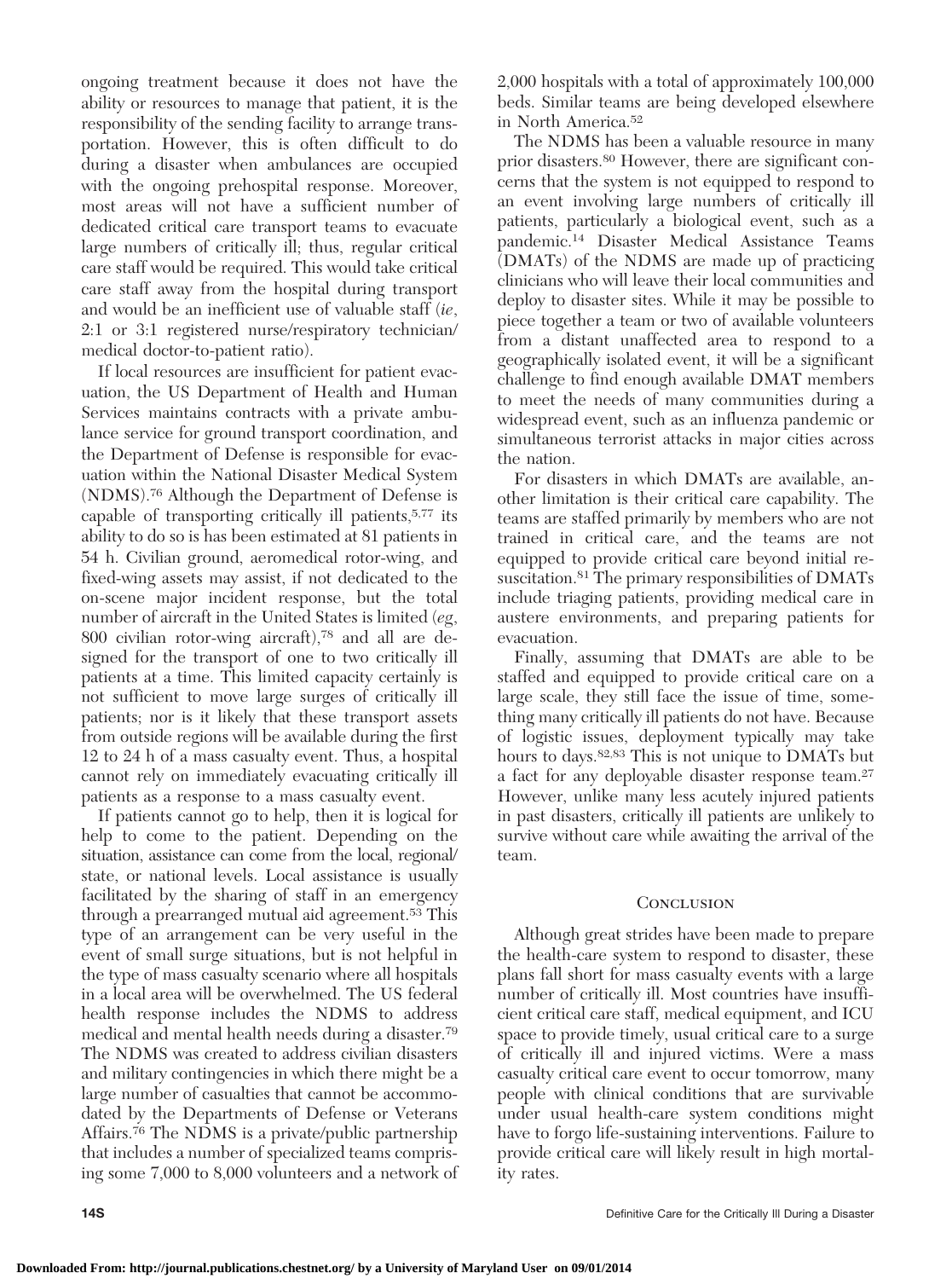ongoing treatment because it does not have the ability or resources to manage that patient, it is the responsibility of the sending facility to arrange transportation. However, this is often difficult to do during a disaster when ambulances are occupied with the ongoing prehospital response. Moreover, most areas will not have a sufficient number of dedicated critical care transport teams to evacuate large numbers of critically ill; thus, regular critical care staff would be required. This would take critical care staff away from the hospital during transport and would be an inefficient use of valuable staff (*ie*, 2:1 or 3:1 registered nurse/respiratory technician/medical doctor-to-patient ratio).

If local resources are insufficient for patient evacuation, the US Department of Health and Human Services maintains contracts with a private ambulance service for ground transport coordination, and the Department of Defense is responsible for evacuation within the National Disaster Medical System (NDMS).[76] Although the Department of Defense is capable of transporting critically ill patients,[5,77] its ability to do so is has been estimated at 81 patients in 54 h. Civilian ground, aeromedical rotor-wing, and fixed-wing assets may assist, if not dedicated to the on-scene major incident response, but the total number of aircraft in the United States is limited (*eg*, 800 civilian rotor-wing aircraft),[78] and all are designed for the transport of one to two critically ill patients at a time. This limited capacity certainly is not sufficient to move large surges of critically ill patients; nor is it likely that these transport assets from outside regions will be available during the first 12 to 24 h of a mass casualty event. Thus, a hospital cannot rely on immediately evacuating critically ill patients as a response to a mass casualty event.

If patients cannot go to help, then it is logical for help to come to the patient. Depending on the situation, assistance can come from the local, regional/state, or national levels. Local assistance is usually facilitated by the sharing of staff in an emergency through a prearranged mutual aid agreement.[53] This type of an arrangement can be very useful in the event of small surge situations, but is not helpful in the type of mass casualty scenario where all hospitals in a local area will be overwhelmed. The US federal health response includes the NDMS to address medical and mental health needs during a disaster.[79] The NDMS was created to address civilian disasters and military contingencies in which there might be a large number of casualties that cannot be accommodated by the Departments of Defense or Veterans Affairs.[76] The NDMS is a private/public partnership that includes a number of specialized teams comprising some 7,000 to 8,000 volunteers and a network of 2,000 hospitals with a total of approximately 100,000 beds. Similar teams are being developed elsewhere in North America.[52]

The NDMS has been a valuable resource in many prior disasters.[80] However, there are significant concerns that the system is not equipped to respond to an event involving large numbers of critically ill patients, particularly a biological event, such as a pandemic.[14] Disaster Medical Assistance Teams (DMATs) of the NDMS are made up of practicing clinicians who will leave their local communities and deploy to disaster sites. While it may be possible to piece together a team or two of available volunteers from a distant unaffected area to respond to a geographically isolated event, it will be a significant challenge to find enough available DMAT members to meet the needs of many communities during a widespread event, such as an influenza pandemic or simultaneous terrorist attacks in major cities across the nation.

For disasters in which DMATs are available, another limitation is their critical care capability. The teams are staffed primarily by members who are not trained in critical care, and the teams are not equipped to provide critical care beyond initial resuscitation.[81] The primary responsibilities of DMATs include triaging patients, providing medical care in austere environments, and preparing patients for evacuation.

Finally, assuming that DMATs are able to be staffed and equipped to provide critical care on a large scale, they still face the issue of time, something many critically ill patients do not have. Because of logistic issues, deployment typically may take hours to days.[82,83] This is not unique to DMATs but a fact for any deployable disaster response team.[27] However, unlike many less acutely injured patients in past disasters, critically ill patients are unlikely to survive without care while awaiting the arrival of the team.

## Conclusion

Although great strides have been made to prepare the health-care system to respond to disaster, these plans fall short for mass casualty events with a large number of critically ill. Most countries have insufficient critical care staff, medical equipment, and ICU space to provide timely, usual critical care to a surge of critically ill and injured victims. Were a mass casualty critical care event to occur tomorrow, many people with clinical conditions that are survivable under usual health-care system conditions might have to forgo life-sustaining interventions. Failure to provide critical care will likely result in high mortality rates.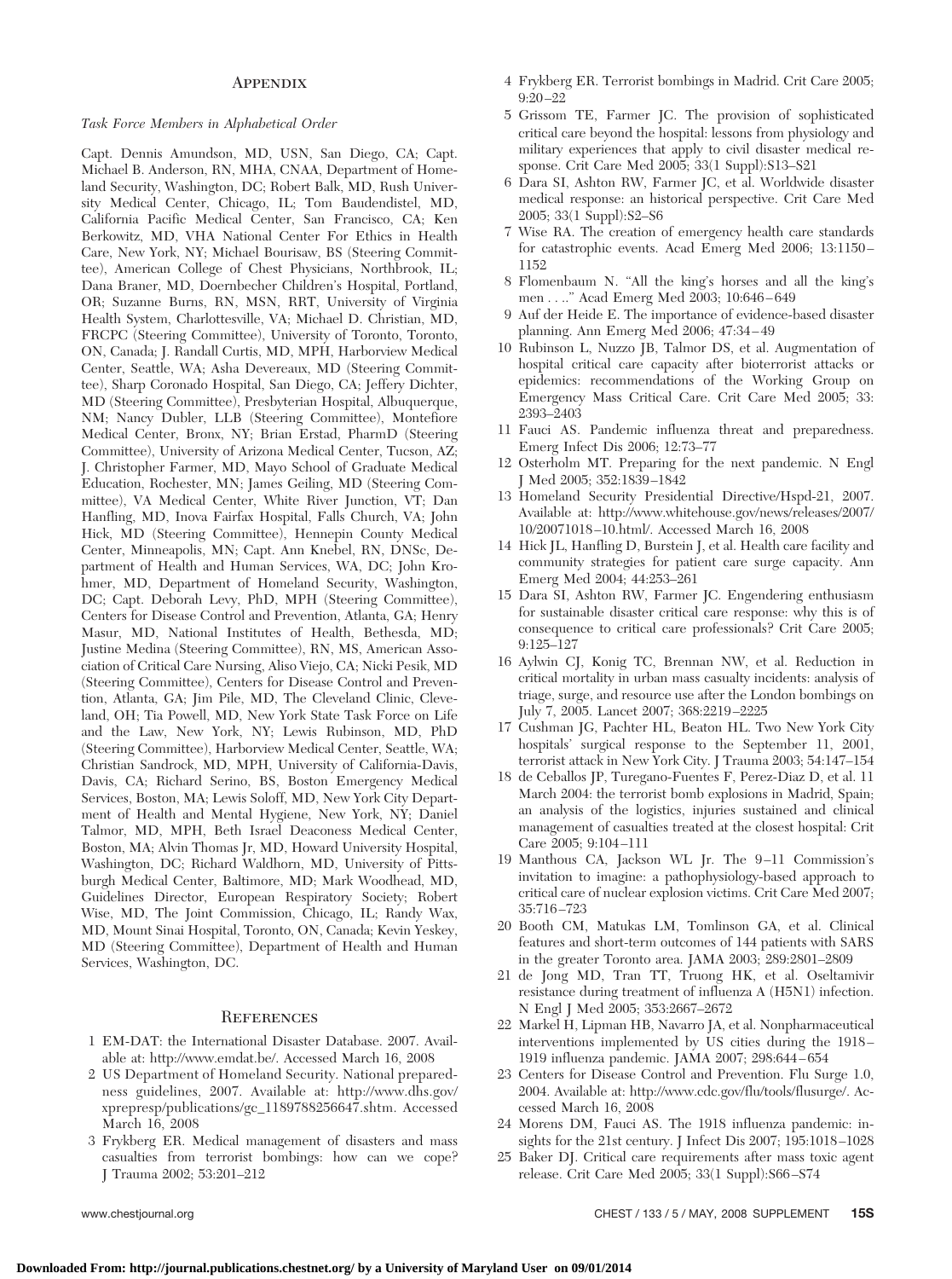## Appendix

*Task Force Members in Alphabetical Order*

Capt. Dennis Amundson, MD, USN, San Diego, CA; Capt. Michael B. Anderson, RN, MHA, CNAA, Department of Homeland Security, Washington, DC; Robert Balk, MD, Rush University Medical Center, Chicago, IL; Tom Baudendistel, MD, California Pacific Medical Center, San Francisco, CA; Ken Berkowitz, MD, VHA National Center For Ethics in Health Care, New York, NY; Michael Bourisaw, BS (Steering Committee), American College of Chest Physicians, Northbrook, IL; Dana Braner, MD, Doernbecher Children's Hospital, Portland, OR; Suzanne Burns, RN, MSN, RRT, University of Virginia Health System, Charlottesville, VA; Michael D. Christian, MD, FRCPC (Steering Committee), University of Toronto, Toronto, ON, Canada; J. Randall Curtis, MD, MPH, Harborview Medical Center, Seattle, WA; Asha Devereaux, MD (Steering Committee), Sharp Coronado Hospital, San Diego, CA; Jeffery Dichter, MD (Steering Committee), Presbyterian Hospital, Albuquerque, NM; Nancy Dubler, LLB (Steering Committee), Montefiore Medical Center, Bronx, NY; Brian Erstad, PharmD (Steering Committee), University of Arizona Medical Center, Tucson, AZ; J. Christopher Farmer, MD, Mayo School of Graduate Medical Education, Rochester, MN; James Geiling, MD (Steering Committee), VA Medical Center, White River Junction, VT; Dan Hanfling, MD, Inova Fairfax Hospital, Falls Church, VA; John Hick, MD (Steering Committee), Hennepin County Medical Center, Minneapolis, MN; Capt. Ann Knebel, RN, DNSc, Department of Health and Human Services, WA, DC; John Krohmer, MD, Department of Homeland Security, Washington, DC; Capt. Deborah Levy, PhD, MPH (Steering Committee), Centers for Disease Control and Prevention, Atlanta, GA; Henry Masur, MD, National Institutes of Health, Bethesda, MD; Justine Medina (Steering Committee), RN, MS, American Association of Critical Care Nursing, Aliso Viejo, CA; Nicki Pesik, MD (Steering Committee), Centers for Disease Control and Prevention, Atlanta, GA; Jim Pile, MD, The Cleveland Clinic, Cleveland, OH; Tia Powell, MD, New York State Task Force on Life and the Law, New York, NY; Lewis Rubinson, MD, PhD (Steering Committee), Harborview Medical Center, Seattle, WA; Christian Sandrock, MD, MPH, University of California-Davis, Davis, CA; Richard Serino, BS, Boston Emergency Medical Services, Boston, MA; Lewis Soloff, MD, New York City Department of Health and Mental Hygiene, New York, NY; Daniel Talmor, MD, MPH, Beth Israel Deaconess Medical Center, Boston, MA; Alvin Thomas Jr, MD, Howard University Hospital, Washington, DC; Richard Waldhorn, MD, University of Pittsburgh Medical Center, Baltimore, MD; Mark Woodhead, MD, Guidelines Director, European Respiratory Society; Robert Wise, MD, The Joint Commission, Chicago, IL; Randy Wax, MD, Mount Sinai Hospital, Toronto, ON, Canada; Kevin Yeskey, MD (Steering Committee), Department of Health and Human Services, Washington, DC.

## References

1 EM-DAT: the International Disaster Database. 2007. Available at: http://www.emdat.be/. Accessed March 16, 2008

2 US Department of Homeland Security. National preparedness guidelines, 2007. Available at: http://www.dhs.gov/xprepresp/publications/gc_1189788256647.shtm. Accessed March 16, 2008

3 Frykberg ER. Medical management of disasters and mass casualties from terrorist bombings: how can we cope? J Trauma 2002; 53:201–212

4 Frykberg ER. Terrorist bombings in Madrid. Crit Care 2005; 9:20–22

5 Grissom TE, Farmer JC. The provision of sophisticated critical care beyond the hospital: lessons from physiology and military experiences that apply to civil disaster medical response. Crit Care Med 2005; 33(1 Suppl):S13–S21

6 Dara SI, Ashton RW, Farmer JC, et al. Worldwide disaster medical response: an historical perspective. Crit Care Med 2005; 33(1 Suppl):S2–S6

7 Wise RA. The creation of emergency health care standards for catastrophic events. Acad Emerg Med 2006; 13:1150–1152

8 Flomenbaum N. "All the king's horses and all the king's men . . .." Acad Emerg Med 2003; 10:646–649

9 Auf der Heide E. The importance of evidence-based disaster planning. Ann Emerg Med 2006; 47:34–49

10 Rubinson L, Nuzzo JB, Talmor DS, et al. Augmentation of hospital critical care capacity after bioterrorist attacks or epidemics: recommendations of the Working Group on Emergency Mass Critical Care. Crit Care Med 2005; 33: 2393–2403

11 Fauci AS. Pandemic influenza threat and preparedness. Emerg Infect Dis 2006; 12:73–77

12 Osterholm MT. Preparing for the next pandemic. N Engl J Med 2005; 352:1839–1842

13 Homeland Security Presidential Directive/Hspd-21, 2007. Available at: http://www.whitehouse.gov/news/releases/2007/10/20071018–10.html/. Accessed March 16, 2008

14 Hick JL, Hanfling D, Burstein J, et al. Health care facility and community strategies for patient care surge capacity. Ann Emerg Med 2004; 44:253–261

15 Dara SI, Ashton RW, Farmer JC. Engendering enthusiasm for sustainable disaster critical care response: why this is of consequence to critical care professionals? Crit Care 2005; 9:125–127

16 Aylwin CJ, Konig TC, Brennan NW, et al. Reduction in critical mortality in urban mass casualty incidents: analysis of triage, surge, and resource use after the London bombings on July 7, 2005. Lancet 2007; 368:2219–2225

17 Cushman JG, Pachter HL, Beaton HL. Two New York City hospitals' surgical response to the September 11, 2001, terrorist attack in New York City. J Trauma 2003; 54:147–154

18 de Ceballos JP, Turegano-Fuentes F, Perez-Diaz D, et al. 11 March 2004: the terrorist bomb explosions in Madrid, Spain; an analysis of the logistics, injuries sustained and clinical management of casualties treated at the closest hospital: Crit Care 2005; 9:104–111

19 Manthous CA, Jackson WL Jr. The 9–11 Commission's invitation to imagine: a pathophysiology-based approach to critical care of nuclear explosion victims. Crit Care Med 2007; 35:716–723

20 Booth CM, Matukas LM, Tomlinson GA, et al. Clinical features and short-term outcomes of 144 patients with SARS in the greater Toronto area. JAMA 2003; 289:2801–2809

21 de Jong MD, Tran TT, Truong HK, et al. Oseltamivir resistance during treatment of influenza A (H5N1) infection. N Engl J Med 2005; 353:2667–2672

22 Markel H, Lipman HB, Navarro JA, et al. Nonpharmaceutical interventions implemented by US cities during the 1918–1919 influenza pandemic. JAMA 2007; 298:644–654

23 Centers for Disease Control and Prevention. Flu Surge 1.0, 2004. Available at: http://www.cdc.gov/flu/tools/flusurge/. Accessed March 16, 2008

24 Morens DM, Fauci AS. The 1918 influenza pandemic: insights for the 21st century. J Infect Dis 2007; 195:1018–1028

25 Baker DJ. Critical care requirements after mass toxic agent release. Crit Care Med 2005; 33(1 Suppl):S66–S74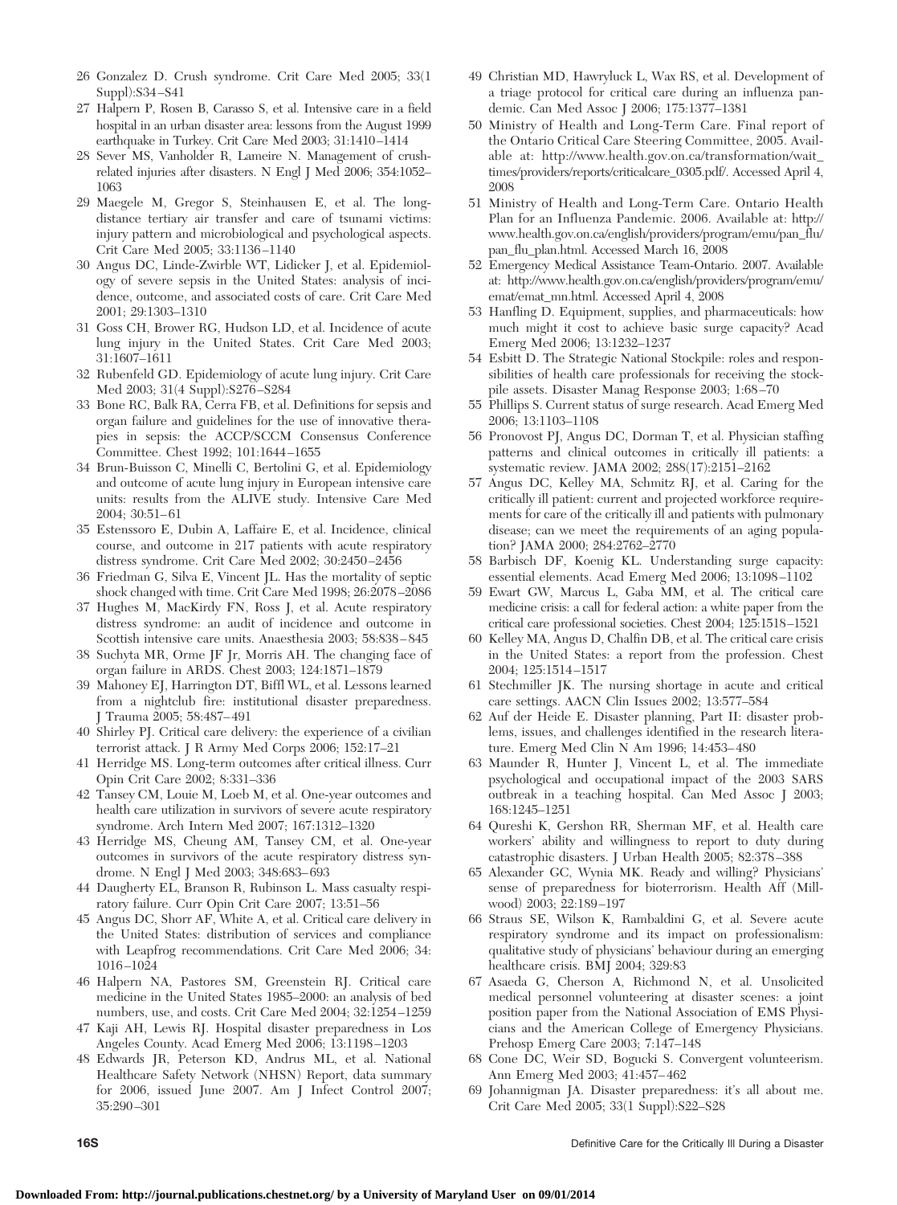26 Gonzalez D. Crush syndrome. Crit Care Med 2005; 33(1 Suppl):S34–S41

27 Halpern P, Rosen B, Carasso S, et al. Intensive care in a field hospital in an urban disaster area: lessons from the August 1999 earthquake in Turkey. Crit Care Med 2003; 31:1410–1414

28 Sever MS, Vanholder R, Lameire N. Management of crush-related injuries after disasters. N Engl J Med 2006; 354:1052–1063

29 Maegele M, Gregor S, Steinhausen E, et al. The long-distance tertiary air transfer and care of tsunami victims: injury pattern and microbiological and psychological aspects. Crit Care Med 2005; 33:1136–1140

30 Angus DC, Linde-Zwirble WT, Lidicker J, et al. Epidemiology of severe sepsis in the United States: analysis of incidence, outcome, and associated costs of care. Crit Care Med 2001; 29:1303–1310

31 Goss CH, Brower RG, Hudson LD, et al. Incidence of acute lung injury in the United States. Crit Care Med 2003; 31:1607–1611

32 Rubenfeld GD. Epidemiology of acute lung injury. Crit Care Med 2003; 31(4 Suppl):S276–S284

33 Bone RC, Balk RA, Cerra FB, et al. Definitions for sepsis and organ failure and guidelines for the use of innovative therapies in sepsis: the ACCP/SCCM Consensus Conference Committee. Chest 1992; 101:1644–1655

34 Brun-Buisson C, Minelli C, Bertolini G, et al. Epidemiology and outcome of acute lung injury in European intensive care units: results from the ALIVE study. Intensive Care Med 2004; 30:51–61

35 Estenssoro E, Dubin A, Laffaire E, et al. Incidence, clinical course, and outcome in 217 patients with acute respiratory distress syndrome. Crit Care Med 2002; 30:2450–2456

36 Friedman G, Silva E, Vincent JL. Has the mortality of septic shock changed with time. Crit Care Med 1998; 26:2078–2086

37 Hughes M, MacKirdy FN, Ross J, et al. Acute respiratory distress syndrome: an audit of incidence and outcome in Scottish intensive care units. Anaesthesia 2003; 58:838–845

38 Suchyta MR, Orme JF Jr, Morris AH. The changing face of organ failure in ARDS. Chest 2003; 124:1871–1879

39 Mahoney EJ, Harrington DT, Biffl WL, et al. Lessons learned from a nightclub fire: institutional disaster preparedness. J Trauma 2005; 58:487–491

40 Shirley PJ. Critical care delivery: the experience of a civilian terrorist attack. J R Army Med Corps 2006; 152:17–21

41 Herridge MS. Long-term outcomes after critical illness. Curr Opin Crit Care 2002; 8:331–336

42 Tansey CM, Louie M, Loeb M, et al. One-year outcomes and health care utilization in survivors of severe acute respiratory syndrome. Arch Intern Med 2007; 167:1312–1320

43 Herridge MS, Cheung AM, Tansey CM, et al. One-year outcomes in survivors of the acute respiratory distress syndrome. N Engl J Med 2003; 348:683–693

44 Daugherty EL, Branson R, Rubinson L. Mass casualty respiratory failure. Curr Opin Crit Care 2007; 13:51–56

45 Angus DC, Shorr AF, White A, et al. Critical care delivery in the United States: distribution of services and compliance with Leapfrog recommendations. Crit Care Med 2006; 34:1016–1024

46 Halpern NA, Pastores SM, Greenstein RJ. Critical care medicine in the United States 1985–2000: an analysis of bed numbers, use, and costs. Crit Care Med 2004; 32:1254–1259

47 Kaji AH, Lewis RJ. Hospital disaster preparedness in Los Angeles County. Acad Emerg Med 2006; 13:1198–1203

48 Edwards JR, Peterson KD, Andrus ML, et al. National Healthcare Safety Network (NHSN) Report, data summary for 2006, issued June 2007. Am J Infect Control 2007; 35:290–301

49 Christian MD, Hawryluck L, Wax RS, et al. Development of a triage protocol for critical care during an influenza pandemic. Can Med Assoc J 2006; 175:1377–1381

50 Ministry of Health and Long-Term Care. Final report of the Ontario Critical Care Steering Committee, 2005. Available at: http://www.health.gov.on.ca/transformation/wait_times/providers/reports/criticalcare_0305.pdf/. Accessed April 4, 2008

51 Ministry of Health and Long-Term Care. Ontario Health Plan for an Influenza Pandemic. 2006. Available at: http://www.health.gov.on.ca/english/providers/program/emu/pan_flu/pan_flu_plan.html. Accessed March 16, 2008

52 Emergency Medical Assistance Team-Ontario. 2007. Available at: http://www.health.gov.on.ca/english/providers/program/emu/emat/emat_mn.html. Accessed April 4, 2008

53 Hanfling D. Equipment, supplies, and pharmaceuticals: how much might it cost to achieve basic surge capacity? Acad Emerg Med 2006; 13:1232–1237

54 Esbitt D. The Strategic National Stockpile: roles and responsibilities of health care professionals for receiving the stockpile assets. Disaster Manag Response 2003; 1:68–70

55 Phillips S. Current status of surge research. Acad Emerg Med 2006; 13:1103–1108

56 Pronovost PJ, Angus DC, Dorman T, et al. Physician staffing patterns and clinical outcomes in critically ill patients: a systematic review. JAMA 2002; 288(17):2151–2162

57 Angus DC, Kelley MA, Schmitz RJ, et al. Caring for the critically ill patient: current and projected workforce requirements for care of the critically ill and patients with pulmonary disease; can we meet the requirements of an aging population? JAMA 2000; 284:2762–2770

58 Barbisch DF, Koenig KL. Understanding surge capacity: essential elements. Acad Emerg Med 2006; 13:1098–1102

59 Ewart GW, Marcus L, Gaba MM, et al. The critical care medicine crisis: a call for federal action: a white paper from the critical care professional societies. Chest 2004; 125:1518–1521

60 Kelley MA, Angus D, Chalfin DB, et al. The critical care crisis in the United States: a report from the profession. Chest 2004; 125:1514–1517

61 Stechmiller JK. The nursing shortage in acute and critical care settings. AACN Clin Issues 2002; 13:577–584

62 Auf der Heide E. Disaster planning, Part II: disaster problems, issues, and challenges identified in the research literature. Emerg Med Clin N Am 1996; 14:453–480

63 Maunder R, Hunter J, Vincent L, et al. The immediate psychological and occupational impact of the 2003 SARS outbreak in a teaching hospital. Can Med Assoc J 2003; 168:1245–1251

64 Qureshi K, Gershon RR, Sherman MF, et al. Health care workers' ability and willingness to report to duty during catastrophic disasters. J Urban Health 2005; 82:378–388

65 Alexander GC, Wynia MK. Ready and willing? Physicians' sense of preparedness for bioterrorism. Health Aff (Millwood) 2003; 22:189–197

66 Straus SE, Wilson K, Rambaldini G, et al. Severe acute respiratory syndrome and its impact on professionalism: qualitative study of physicians' behaviour during an emerging healthcare crisis. BMJ 2004; 329:83

67 Asaeda G, Cherson A, Richmond N, et al. Unsolicited medical personnel volunteering at disaster scenes: a joint position paper from the National Association of EMS Physicians and the American College of Emergency Physicians. Prehosp Emerg Care 2003; 7:147–148

68 Cone DC, Weir SD, Bogucki S. Convergent volunteerism. Ann Emerg Med 2003; 41:457–462

69 Johannigman JA. Disaster preparedness: it's all about me. Crit Care Med 2005; 33(1 Suppl):S22–S28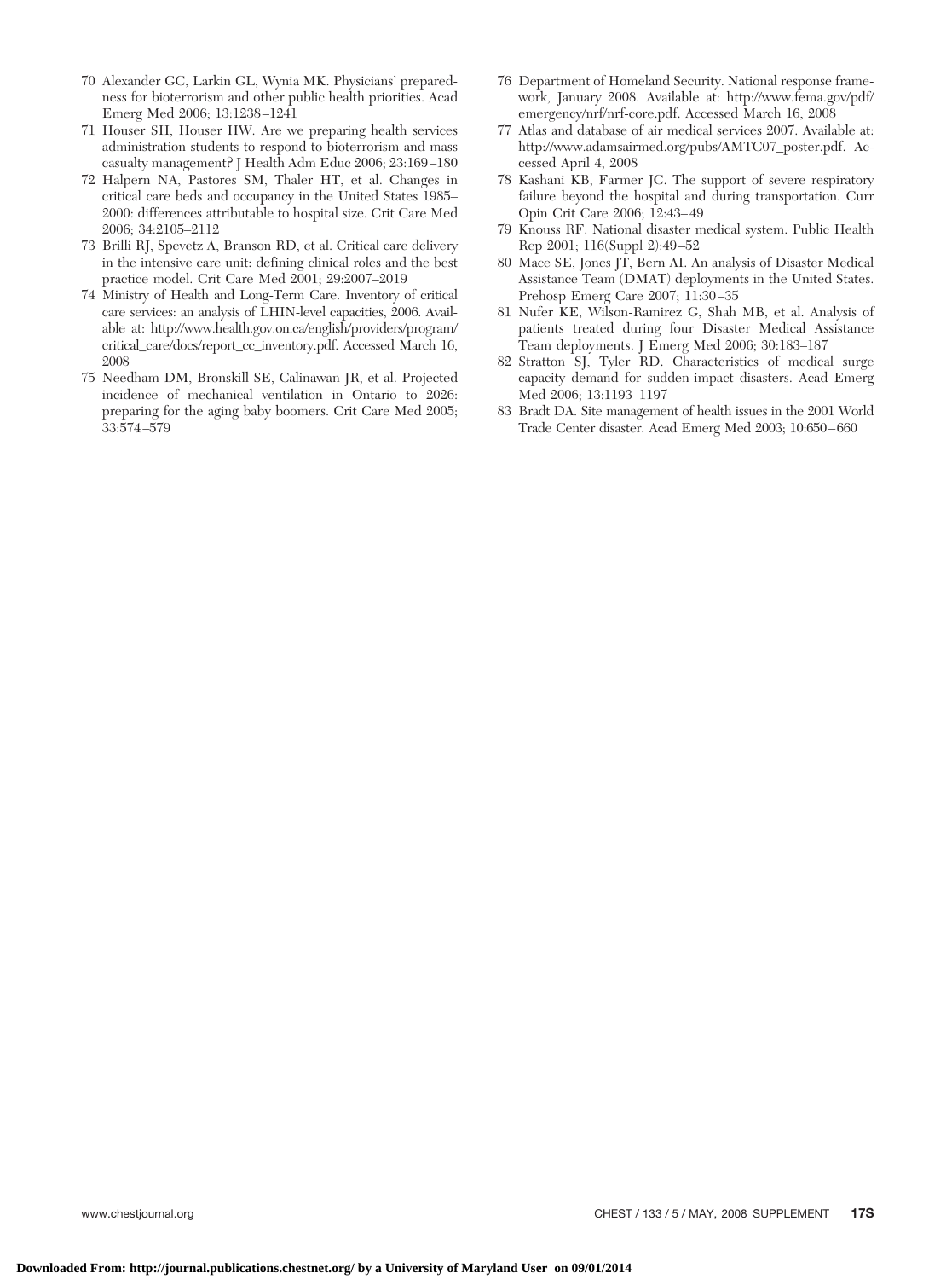70 Alexander GC, Larkin GL, Wynia MK. Physicians' preparedness for bioterrorism and other public health priorities. Acad Emerg Med 2006; 13:1238–1241

71 Houser SH, Houser HW. Are we preparing health services administration students to respond to bioterrorism and mass casualty management? J Health Adm Educ 2006; 23:169–180

72 Halpern NA, Pastores SM, Thaler HT, et al. Changes in critical care beds and occupancy in the United States 1985–2000: differences attributable to hospital size. Crit Care Med 2006; 34:2105–2112

73 Brilli RJ, Spevetz A, Branson RD, et al. Critical care delivery in the intensive care unit: defining clinical roles and the best practice model. Crit Care Med 2001; 29:2007–2019

74 Ministry of Health and Long-Term Care. Inventory of critical care services: an analysis of LHIN-level capacities, 2006. Available at: http://www.health.gov.on.ca/english/providers/program/critical_care/docs/report_cc_inventory.pdf. Accessed March 16, 2008

75 Needham DM, Bronskill SE, Calinawan JR, et al. Projected incidence of mechanical ventilation in Ontario to 2026: preparing for the aging baby boomers. Crit Care Med 2005; 33:574–579

76 Department of Homeland Security. National response framework, January 2008. Available at: http://www.fema.gov/pdf/emergency/nrf/nrf-core.pdf. Accessed March 16, 2008

77 Atlas and database of air medical services 2007. Available at: http://www.adamsairmed.org/pubs/AMTC07_poster.pdf. Accessed April 4, 2008

78 Kashani KB, Farmer JC. The support of severe respiratory failure beyond the hospital and during transportation. Curr Opin Crit Care 2006; 12:43–49

79 Knouss RF. National disaster medical system. Public Health Rep 2001; 116(Suppl 2):49–52

80 Mace SE, Jones JT, Bern AI. An analysis of Disaster Medical Assistance Team (DMAT) deployments in the United States. Prehosp Emerg Care 2007; 11:30–35

81 Nufer KE, Wilson-Ramirez G, Shah MB, et al. Analysis of patients treated during four Disaster Medical Assistance Team deployments. J Emerg Med 2006; 30:183–187

82 Stratton SJ, Tyler RD. Characteristics of medical surge capacity demand for sudden-impact disasters. Acad Emerg Med 2006; 13:1193–1197

83 Bradt DA. Site management of health issues in the 2001 World Trade Center disaster. Acad Emerg Med 2003; 10:650–660